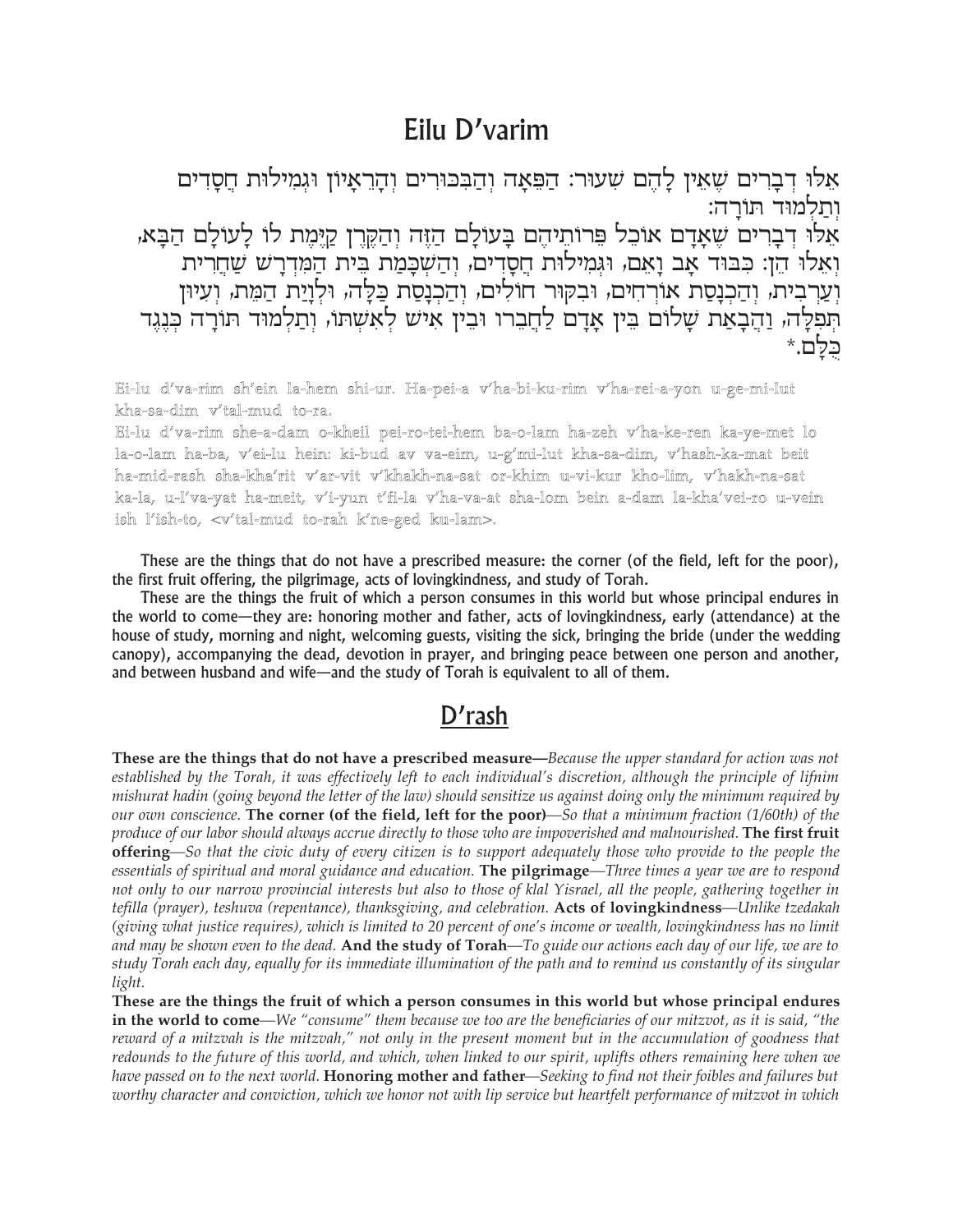# Eilu D'varim

אֵלּוּ דְבָרִים שֶׁאֵין לָהֶם שִׁעוּר: הַפֵּאָה וְהַבִּכּוּרִים וְהָרֵאָיוֹן וּגְמִילוּת חֲסָדִים וְתַלְמוּד תּוֹרָה:

אֵלּוּ דְבָרִים שֶׁאָדָם אוֹכֵל פֵּרוֹתֵיהֶם בָּעוֹלָם הַזֶּה וְהַקֶּרֶן קַיֶּמֶת לוֹ לָעוֹלָם הַבָּא, וְאֵלּוּ הֵן: כִּבּוּד אָב וָאֵם, וּגְמִילוּת חֲסָדִים, וְהַשְׁכָּמַת בֵּית הַמִּדְרָשׁ שַׁחֲרִית וְעַרְבִית, וְהַכְנָסַת אוֹרְחִים, וּבִקּוּר חוֹלִים, וְהַכְנָסַת כַּלָּה, וּלְוָיַת הַמֵּת, וְעִיּוּן תְּפִלָּה, וַהֲבָאַת שָׁלוֹם בֵּין אָדָם לַחֲבֵרוֹ וּבֵין אִישׁ לְאִשְׁתּוֹ, וְתַלְמוּד תּוֹרָה כְּנֶגֶד כֻּלָּם.*

Ei-lu d'va-rim sh'ein la-hem shi-ur. Ha-pei-a v'ha-bi-ku-rim v'ha-rei-a-yon u-ge-mi-lut kha-sa-dim v'tal-mud to-ra.

Ei-lu d'va-rim she-a-dam o-kheil pei-ro-tei-hem ba-o-lam ha-zeh v'ha-ke-ren ka-ye-met lo la-o-lam ha-ba, v'ei-lu hein: ki-bud av va-eim, u-g'mi-lut kha-sa-dim, v'hash-ka-mat beit ha-mid-rash sha-kha'rit v'ar-vit v'khakh-na-sat or-khim u-vi-kur kho-lim, v'hakh-na-sat ka-la, u-l'va-yat ha-meit, v'i-yun t'fi-la v'ha-va-at sha-lom bein a-dam la-kha'vei-ro u-vein ish l'ish-to, <v'tal-mud to-rah k'ne-ged ku-lam>.

These are the things that do not have a prescribed measure: the corner (of the field, left for the poor), the first fruit offering, the pilgrimage, acts of lovingkindness, and study of Torah.

These are the things the fruit of which a person consumes in this world but whose principal endures in the world to come—they are: honoring mother and father, acts of lovingkindness, early (attendance) at the house of study, morning and night, welcoming guests, visiting the sick, bringing the bride (under the wedding canopy), accompanying the dead, devotion in prayer, and bringing peace between one person and another, and between husband and wife—and the study of Torah is equivalent to all of them.

## D'rash

**These are the things that do not have a prescribed measure—***Because the upper standard for action was not established by the Torah, it was effectively left to each individual's discretion, although the principle of lifnim mishurat hadin (going beyond the letter of the law) should sensitize us against doing only the minimum required by our own conscience.* **The corner (of the field, left for the poor)**—*So that a minimum fraction (1/60th) of the produce of our labor should always accrue directly to those who are impoverished and malnourished.* **The first fruit offering**—*So that the civic duty of every citizen is to support adequately those who provide to the people the essentials of spiritual and moral guidance and education.* **The pilgrimage**—*Three times a year we are to respond not only to our narrow provincial interests but also to those of klal Yisrael, all the people, gathering together in tefilla (prayer), teshuva (repentance), thanksgiving, and celebration.* **Acts of lovingkindness**—*Unlike tzedakah (giving what justice requires), which is limited to 20 percent of one's income or wealth, lovingkindness has no limit and may be shown even to the dead.* **And the study of Torah**—*To guide our actions each day of our life, we are to study Torah each day, equally for its immediate illumination of the path and to remind us constantly of its singular light.*

**These are the things the fruit of which a person consumes in this world but whose principal endures in the world to come**—*We "consume" them because we too are the beneficiaries of our mitzvot, as it is said, "the reward of a mitzvah is the mitzvah," not only in the present moment but in the accumulation of goodness that redounds to the future of this world, and which, when linked to our spirit, uplifts others remaining here when we have passed on to the next world.* **Honoring mother and father**—*Seeking to find not their foibles and failures but worthy character and conviction, which we honor not with lip service but heartfelt performance of mitzvot in which*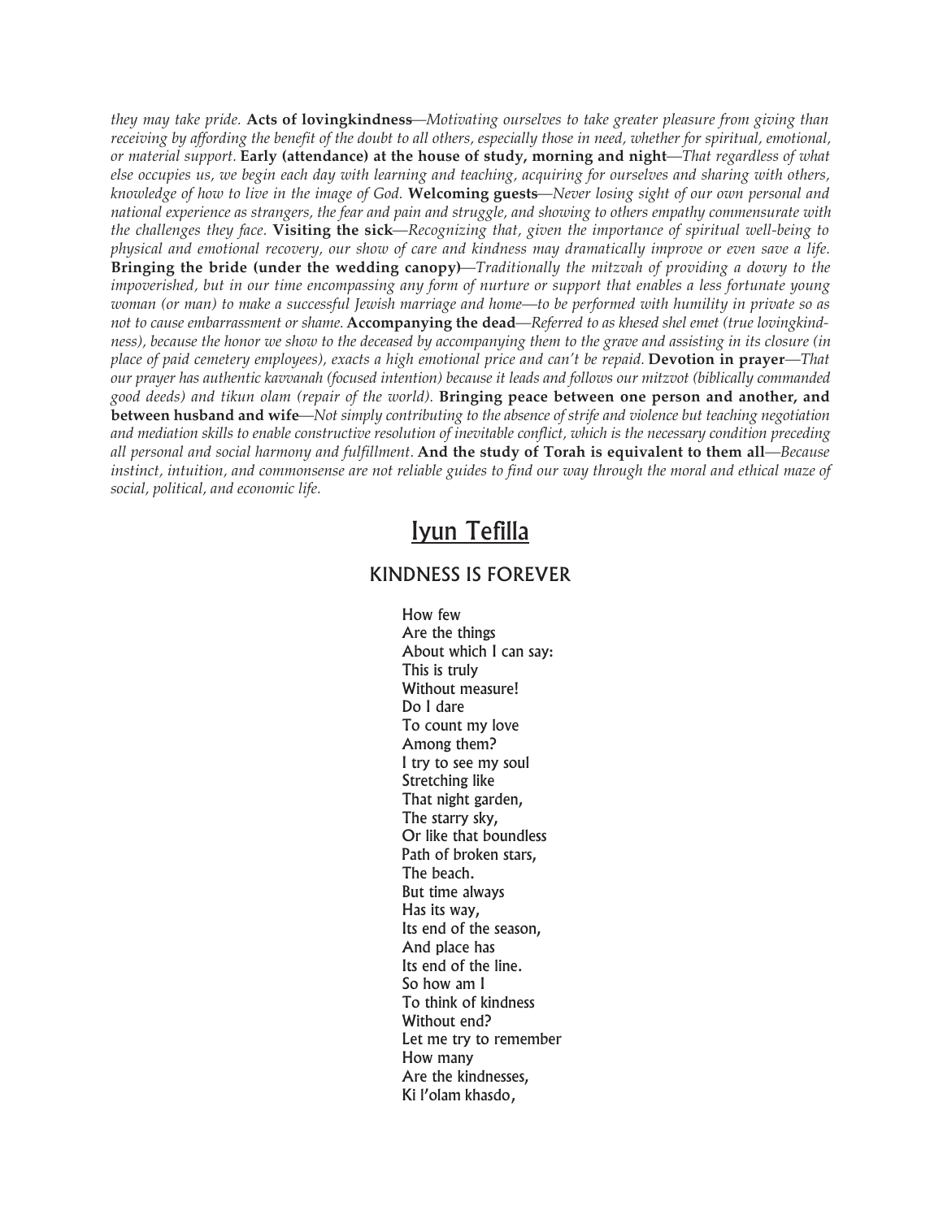*they may take pride.* **Acts of lovingkindness**—*Motivating ourselves to take greater pleasure from giving than receiving by affording the benefit of the doubt to all others, especially those in need, whether for spiritual, emotional, or material support.* **Early (attendance) at the house of study, morning and night**—*That regardless of what else occupies us, we begin each day with learning and teaching, acquiring for ourselves and sharing with others, knowledge of how to live in the image of God.* **Welcoming guests**—*Never losing sight of our own personal and national experience as strangers, the fear and pain and struggle, and showing to others empathy commensurate with the challenges they face.* **Visiting the sick**—*Recognizing that, given the importance of spiritual well-being to physical and emotional recovery, our show of care and kindness may dramatically improve or even save a life.* **Bringing the bride (under the wedding canopy)**—*Traditionally the mitzvah of providing a dowry to the impoverished, but in our time encompassing any form of nurture or support that enables a less fortunate young woman (or man) to make a successful Jewish marriage and home—to be performed with humility in private so as not to cause embarrassment or shame.* **Accompanying the dead**—*Referred to as khesed shel emet (true lovingkindness), because the honor we show to the deceased by accompanying them to the grave and assisting in its closure (in place of paid cemetery employees), exacts a high emotional price and can't be repaid.* **Devotion in prayer**—*That our prayer has authentic kavvanah (focused intention) because it leads and follows our mitzvot (biblically commanded good deeds) and tikun olam (repair of the world).* **Bringing peace between one person and another, and between husband and wife**—*Not simply contributing to the absence of strife and violence but teaching negotiation and mediation skills to enable constructive resolution of inevitable conflict, which is the necessary condition preceding all personal and social harmony and fulfillment.* **And the study of Torah is equivalent to them all**—*Because instinct, intuition, and commonsense are not reliable guides to find our way through the moral and ethical maze of social, political, and economic life.*

# Iyun Tefilla

## KINDNESS IS FOREVER

How few  
Are the things  
About which I can say:  
This is truly  
Without measure!  
Do I dare  
To count my love  
Among them?  
I try to see my soul  
Stretching like  
That night garden,  
The starry sky,  
Or like that boundless  
Path of broken stars,  
The beach.  
But time always  
Has its way,  
Its end of the season,  
And place has  
Its end of the line.  
So how am I  
To think of kindness  
Without end?  
Let me try to remember  
How many  
Are the kindnesses,  
Ki l'olam khasdo,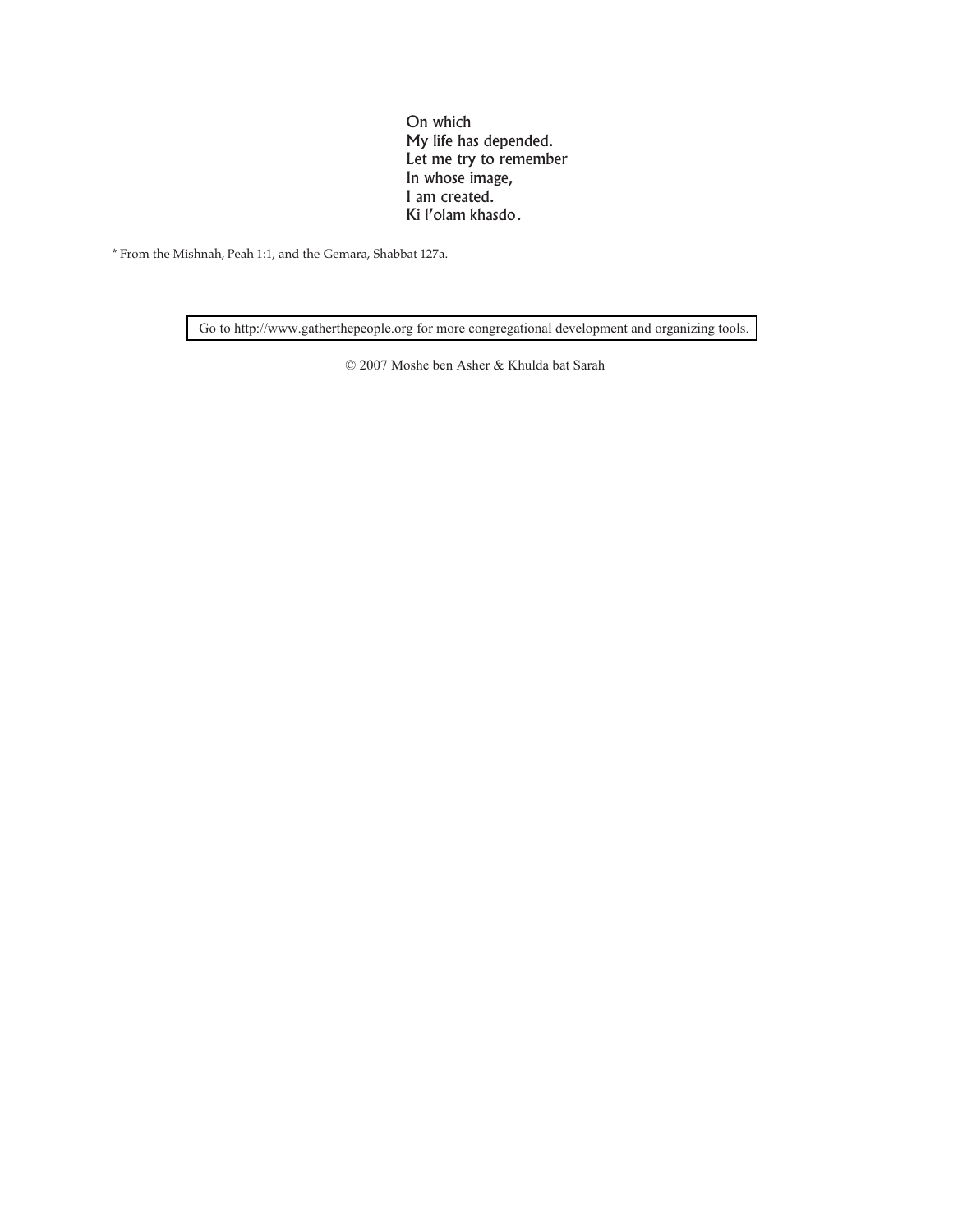On which  
My life has depended.  
Let me try to remember  
In whose image,  
I am created.  
Ki l'olam khasdo.

* From the Mishnah, Peah 1:1, and the Gemara, Shabbat 127a.

Go to http://www.gatherthepeople.org for more congregational development and organizing tools.

© 2007 Moshe ben Asher & Khulda bat Sarah